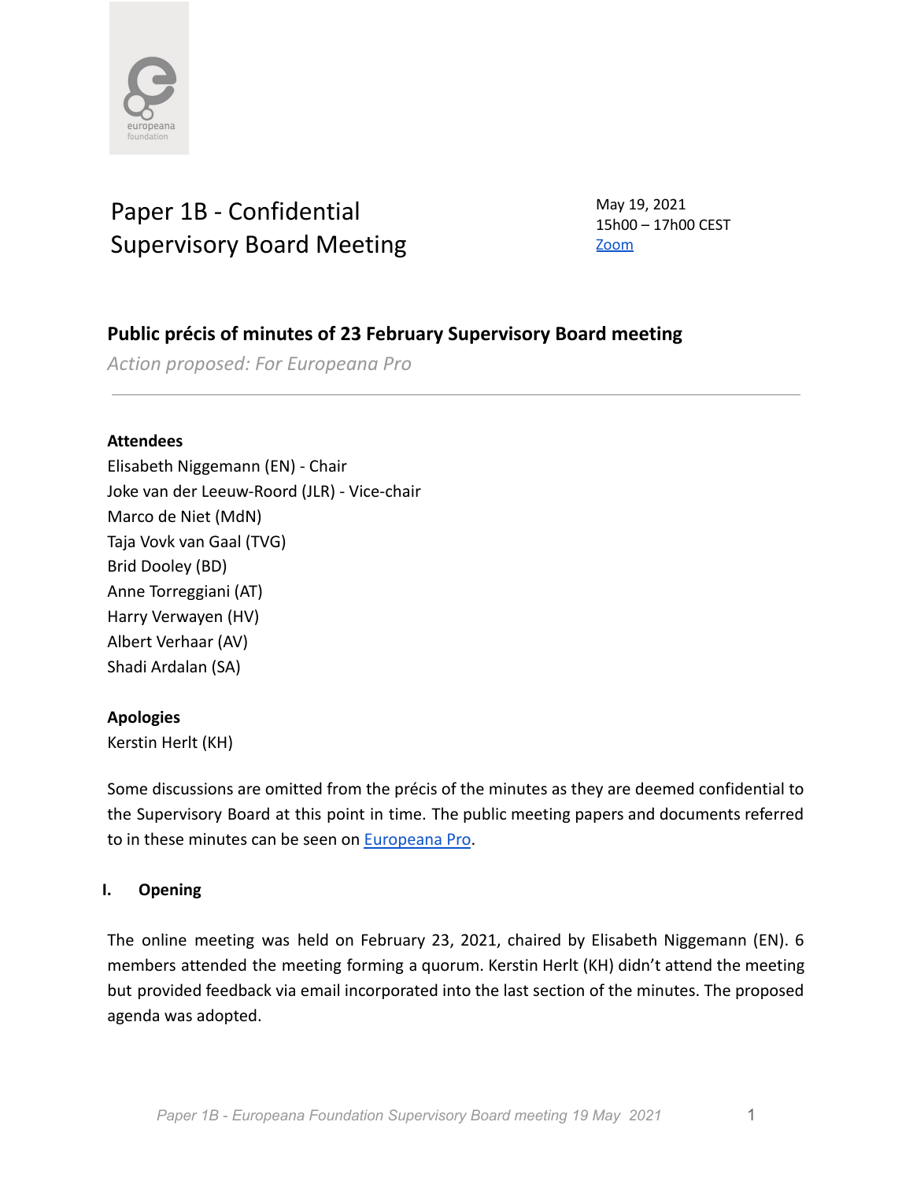# Paper 1B - Confidential Supervisory Board Meeting

May 19, 2021
15h00 – 17h00 CEST
[Zoom](Zoom)

## Public précis of minutes of 23 February Supervisory Board meeting

*Action proposed: For Europeana Pro*

---

**Attendees**

Elisabeth Niggemann (EN) - Chair
Joke van der Leeuw-Roord (JLR) - Vice-chair
Marco de Niet (MdN)
Taja Vovk van Gaal (TVG)
Brid Dooley (BD)
Anne Torreggiani (AT)
Harry Verwayen (HV)
Albert Verhaar (AV)
Shadi Ardalan (SA)

**Apologies**

Kerstin Herlt (KH)

Some discussions are omitted from the précis of the minutes as they are deemed confidential to the Supervisory Board at this point in time. The public meeting papers and documents referred to in these minutes can be seen on Europeana Pro.

### I. Opening

The online meeting was held on February 23, 2021, chaired by Elisabeth Niggemann (EN). 6 members attended the meeting forming a quorum. Kerstin Herlt (KH) didn't attend the meeting but provided feedback via email incorporated into the last section of the minutes. The proposed agenda was adopted.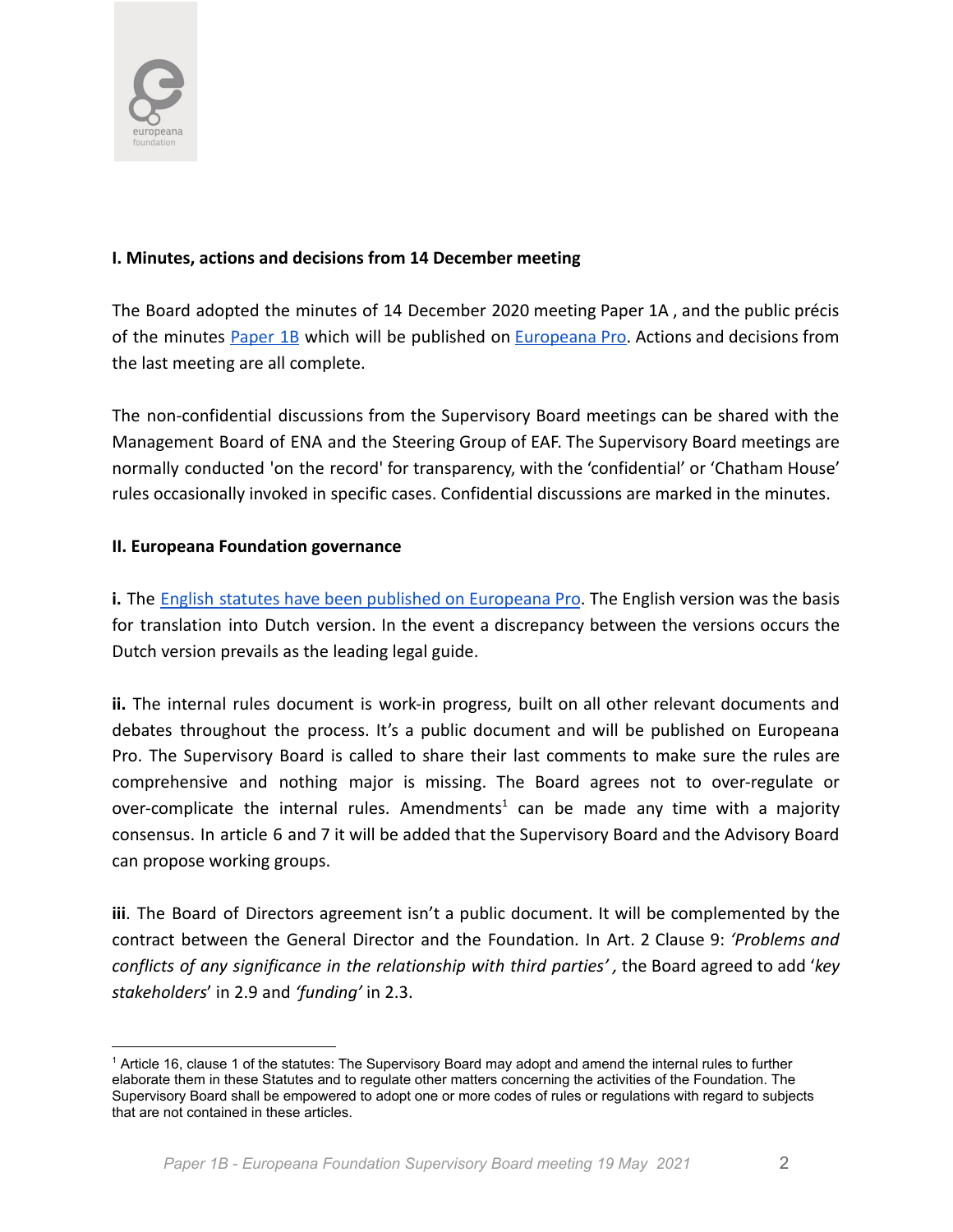**I. Minutes, actions and decisions from 14 December meeting**

The Board adopted the minutes of 14 December 2020 meeting Paper 1A , and the public précis of the minutes Paper 1B which will be published on Europeana Pro. Actions and decisions from the last meeting are all complete.

The non-confidential discussions from the Supervisory Board meetings can be shared with the Management Board of ENA and the Steering Group of EAF. The Supervisory Board meetings are normally conducted 'on the record' for transparency, with the 'confidential' or 'Chatham House' rules occasionally invoked in specific cases. Confidential discussions are marked in the minutes.

**II. Europeana Foundation governance**

**i.** The English statutes have been published on Europeana Pro. The English version was the basis for translation into Dutch version. In the event a discrepancy between the versions occurs the Dutch version prevails as the leading legal guide.

**ii.** The internal rules document is work-in progress, built on all other relevant documents and debates throughout the process. It's a public document and will be published on Europeana Pro. The Supervisory Board is called to share their last comments to make sure the rules are comprehensive and nothing major is missing. The Board agrees not to over-regulate or over-complicate the internal rules. Amendments[1] can be made any time with a majority consensus. In article 6 and 7 it will be added that the Supervisory Board and the Advisory Board can propose working groups.

**iii**. The Board of Directors agreement isn't a public document. It will be complemented by the contract between the General Director and the Foundation. In Art. 2 Clause 9: *'Problems and conflicts of any significance in the relationship with third parties'* , the Board agreed to add '*key stakeholders*' in 2.9 and *'funding'* in 2.3.

---

[1] Article 16, clause 1 of the statutes: The Supervisory Board may adopt and amend the internal rules to further elaborate them in these Statutes and to regulate other matters concerning the activities of the Foundation. The Supervisory Board shall be empowered to adopt one or more codes of rules or regulations with regard to subjects that are not contained in these articles.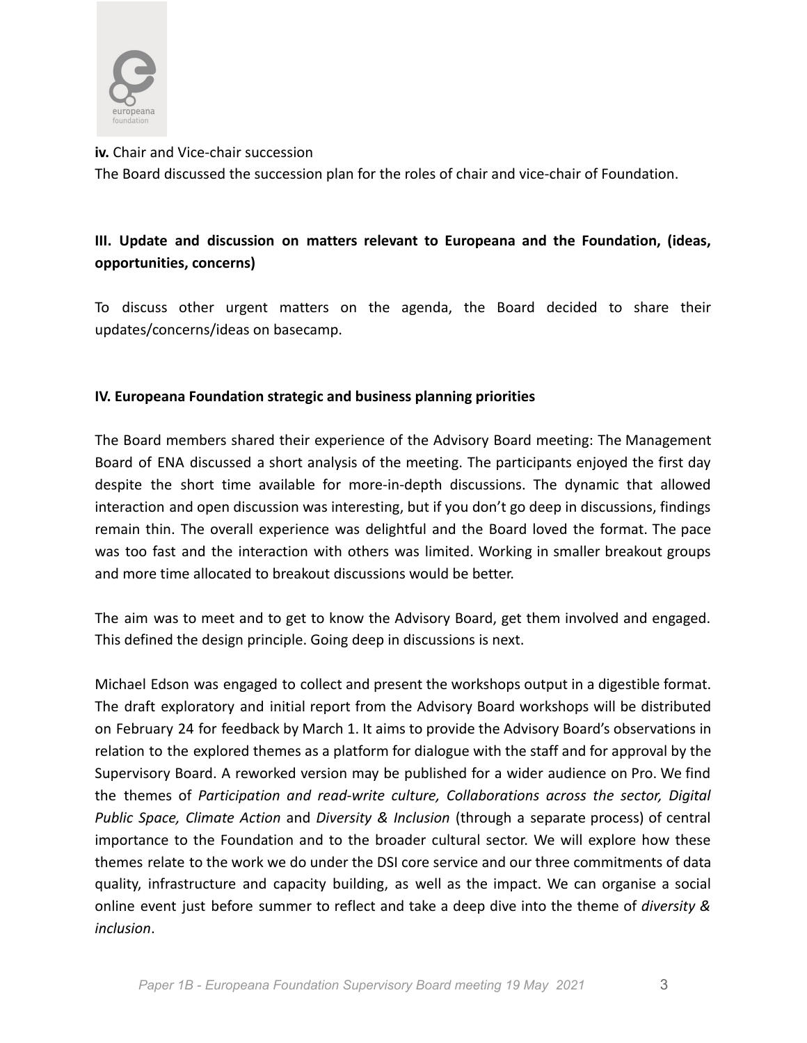**iv.** Chair and Vice-chair succession

The Board discussed the succession plan for the roles of chair and vice-chair of Foundation.

## III. Update and discussion on matters relevant to Europeana and the Foundation, (ideas, opportunities, concerns)

To discuss other urgent matters on the agenda, the Board decided to share their updates/concerns/ideas on basecamp.

## IV. Europeana Foundation strategic and business planning priorities

The Board members shared their experience of the Advisory Board meeting: The Management Board of ENA discussed a short analysis of the meeting. The participants enjoyed the first day despite the short time available for more-in-depth discussions. The dynamic that allowed interaction and open discussion was interesting, but if you don't go deep in discussions, findings remain thin. The overall experience was delightful and the Board loved the format. The pace was too fast and the interaction with others was limited. Working in smaller breakout groups and more time allocated to breakout discussions would be better.

The aim was to meet and to get to know the Advisory Board, get them involved and engaged. This defined the design principle. Going deep in discussions is next.

Michael Edson was engaged to collect and present the workshops output in a digestible format. The draft exploratory and initial report from the Advisory Board workshops will be distributed on February 24 for feedback by March 1. It aims to provide the Advisory Board's observations in relation to the explored themes as a platform for dialogue with the staff and for approval by the Supervisory Board. A reworked version may be published for a wider audience on Pro. We find the themes of *Participation and read-write culture, Collaborations across the sector, Digital Public Space, Climate Action* and *Diversity & Inclusion* (through a separate process) of central importance to the Foundation and to the broader cultural sector. We will explore how these themes relate to the work we do under the DSI core service and our three commitments of data quality, infrastructure and capacity building, as well as the impact. We can organise a social online event just before summer to reflect and take a deep dive into the theme of *diversity & inclusion*.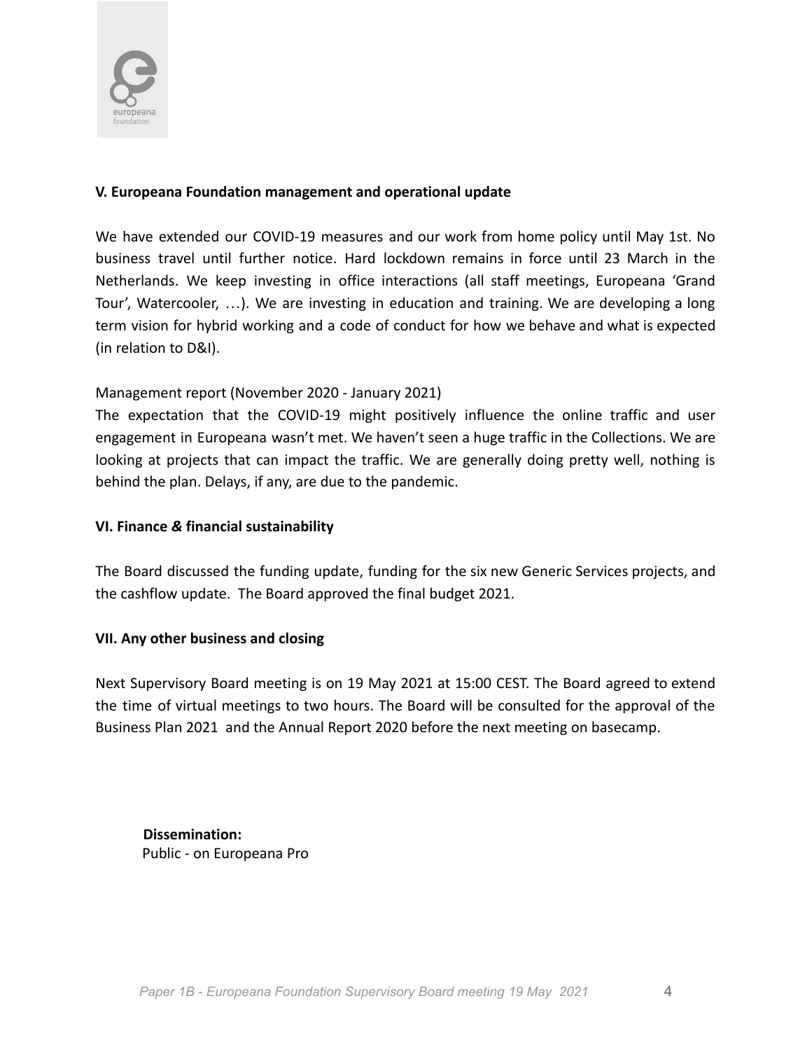**V. Europeana Foundation management and operational update**

We have extended our COVID-19 measures and our work from home policy until May 1st. No business travel until further notice. Hard lockdown remains in force until 23 March in the Netherlands. We keep investing in office interactions (all staff meetings, Europeana 'Grand Tour', Watercooler, …). We are investing in education and training. We are developing a long term vision for hybrid working and a code of conduct for how we behave and what is expected (in relation to D&I).

Management report (November 2020 - January 2021)
The expectation that the COVID-19 might positively influence the online traffic and user engagement in Europeana wasn't met. We haven't seen a huge traffic in the Collections. We are looking at projects that can impact the traffic. We are generally doing pretty well, nothing is behind the plan. Delays, if any, are due to the pandemic.

**VI. Finance & financial sustainability**

The Board discussed the funding update, funding for the six new Generic Services projects, and the cashflow update. The Board approved the final budget 2021.

**VII. Any other business and closing**

Next Supervisory Board meeting is on 19 May 2021 at 15:00 CEST. The Board agreed to extend the time of virtual meetings to two hours. The Board will be consulted for the approval of the Business Plan 2021 and the Annual Report 2020 before the next meeting on basecamp.

**Dissemination:**
Public - on Europeana Pro